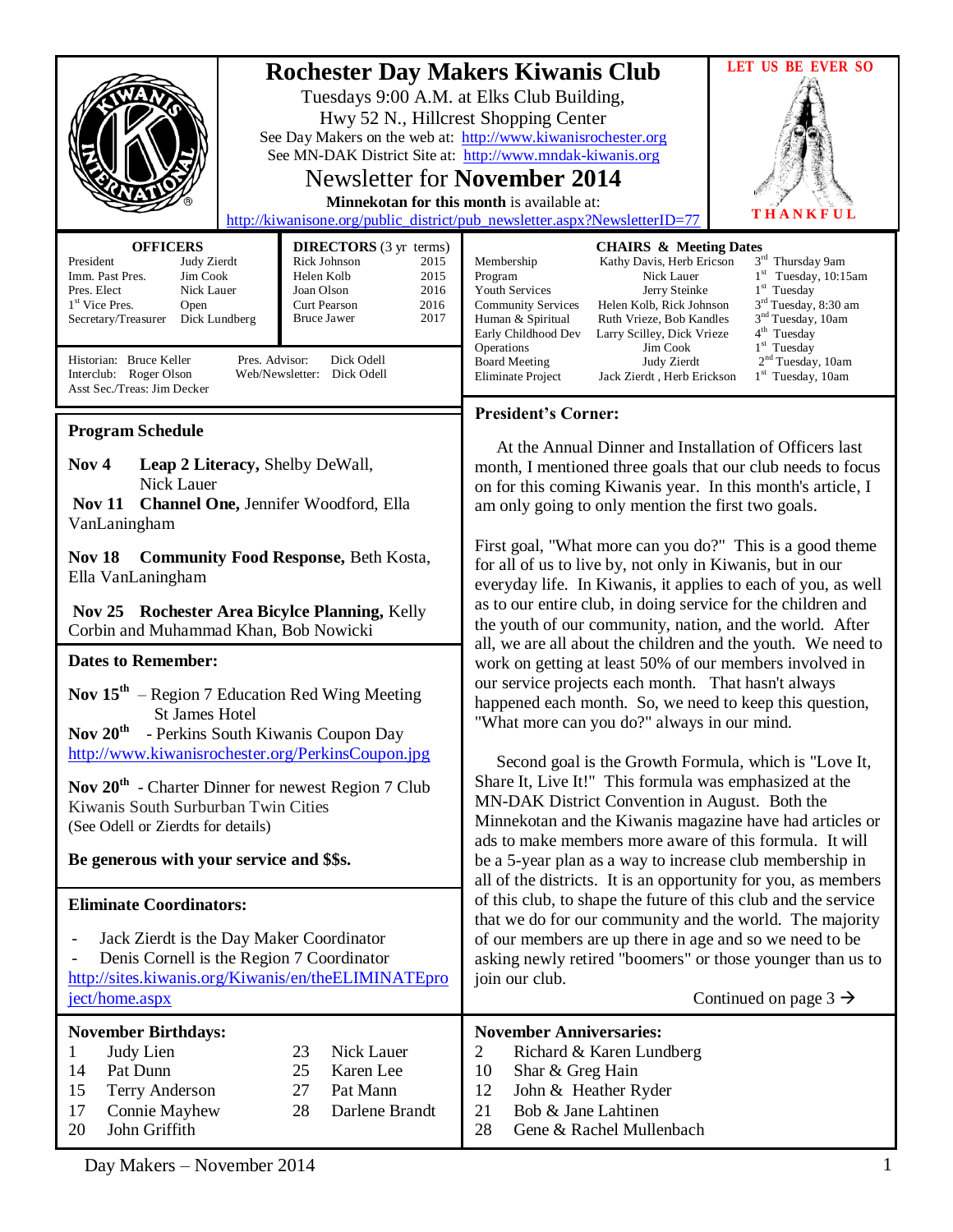# Rochester Day Makers Kiwanis Club

Tuesdays 9:00 A.M. at Elks Club Building,
Hwy 52 N., Hillcrest Shopping Center
See Day Makers on the web at: http://www.kiwanisrochester.org
See MN-DAK District Site at: http://www.mndak-kiwanis.org

## Newsletter for **November 2014**

**Minnekotan for this month** is available at:
http://kiwanisone.org/public_district/pub_newsletter.aspx?NewsletterID=77

LET US BE EVER SO THANKFUL

### OFFICERS

| | |
|---|---|
| President | Judy Zierdt |
| Imm. Past Pres. | Jim Cook |
| Pres. Elect | Nick Lauer |
| 1st Vice Pres. | Open |
| Secretary/Treasurer | Dick Lundberg |

### DIRECTORS (3 yr terms)

| | |
|---|---|
| Rick Johnson | 2015 |
| Helen Kolb | 2015 |
| Joan Olson | 2016 |
| Curt Pearson | 2016 |
| Bruce Jawer | 2017 |

Historian: Bruce Keller
Interclub: Roger Olson
Asst Sec./Treas: Jim Decker
Pres. Advisor: Dick Odell
Web/Newsletter: Dick Odell

### CHAIRS & Meeting Dates

| | | |
|---|---|---|
| Membership | Kathy Davis, Herb Ericson | 3rd Thursday 9am |
| Program | Nick Lauer | 1st Tuesday, 10:15am |
| Youth Services | Jerry Steinke | 1st Tuesday |
| Community Services | Helen Kolb, Rick Johnson | 3rd Tuesday, 8:30 am |
| Human & Spiritual | Ruth Vrieze, Bob Kandles | 3nd Tuesday, 10am |
| Early Childhood Dev | Larry Scilley, Dick Vrieze | 4th Tuesday |
| Operations | Jim Cook | 1st Tuesday |
| Board Meeting | Judy Zierdt | 2nd Tuesday, 10am |
| Eliminate Project | Jack Zierdt , Herb Erickson | 1st Tuesday, 10am |

### Program Schedule

**Nov 4** **Leap 2 Literacy,** Shelby DeWall, Nick Lauer

**Nov 11** **Channel One,** Jennifer Woodford, Ella VanLaningham

**Nov 18** **Community Food Response,** Beth Kosta, Ella VanLaningham

**Nov 25** **Rochester Area Bicylce Planning,** Kelly Corbin and Muhammad Khan, Bob Nowicki

### Dates to Remember:

**Nov 15th** – Region 7 Education Red Wing Meeting St James Hotel

**Nov 20th** - Perkins South Kiwanis Coupon Day
http://www.kiwanisrochester.org/PerkinsCoupon.jpg

**Nov 20th** - Charter Dinner for newest Region 7 Club Kiwanis South Surburban Twin Cities
(See Odell or Zierdts for details)

**Be generous with your service and $$s.**

### Eliminate Coordinators:

- Jack Zierdt is the Day Maker Coordinator
- Denis Cornell is the Region 7 Coordinator

http://sites.kiwanis.org/Kiwanis/en/theELIMINATEproject/home.aspx

### President's Corner:

At the Annual Dinner and Installation of Officers last month, I mentioned three goals that our club needs to focus on for this coming Kiwanis year. In this month's article, I am only going to only mention the first two goals.

First goal, "What more can you do?" This is a good theme for all of us to live by, not only in Kiwanis, but in our everyday life. In Kiwanis, it applies to each of you, as well as to our entire club, in doing service for the children and the youth of our community, nation, and the world. After all, we are all about the children and the youth. We need to work on getting at least 50% of our members involved in our service projects each month. That hasn't always happened each month. So, we need to keep this question, "What more can you do?" always in our mind.

Second goal is the Growth Formula, which is "Love It, Share It, Live It!" This formula was emphasized at the MN-DAK District Convention in August. Both the Minnekotan and the Kiwanis magazine have had articles or ads to make members more aware of this formula. It will be a 5-year plan as a way to increase club membership in all of the districts. It is an opportunity for you, as members of this club, to shape the future of this club and the service that we do for our community and the world. The majority of our members are up there in age and so we need to be asking newly retired "boomers" or those younger than us to join our club.

Continued on page 3 →

### November Birthdays:

| | | | |
|---|---|---|---|
| 1 | Judy Lien | 23 | Nick Lauer |
| 14 | Pat Dunn | 25 | Karen Lee |
| 15 | Terry Anderson | 27 | Pat Mann |
| 17 | Connie Mayhew | 28 | Darlene Brandt |
| 20 | John Griffith | | |

### November Anniversaries:

| | |
|---|---|
| 2 | Richard & Karen Lundberg |
| 10 | Shar & Greg Hain |
| 12 | John & Heather Ryder |
| 21 | Bob & Jane Lahtinen |
| 28 | Gene & Rachel Mullenbach |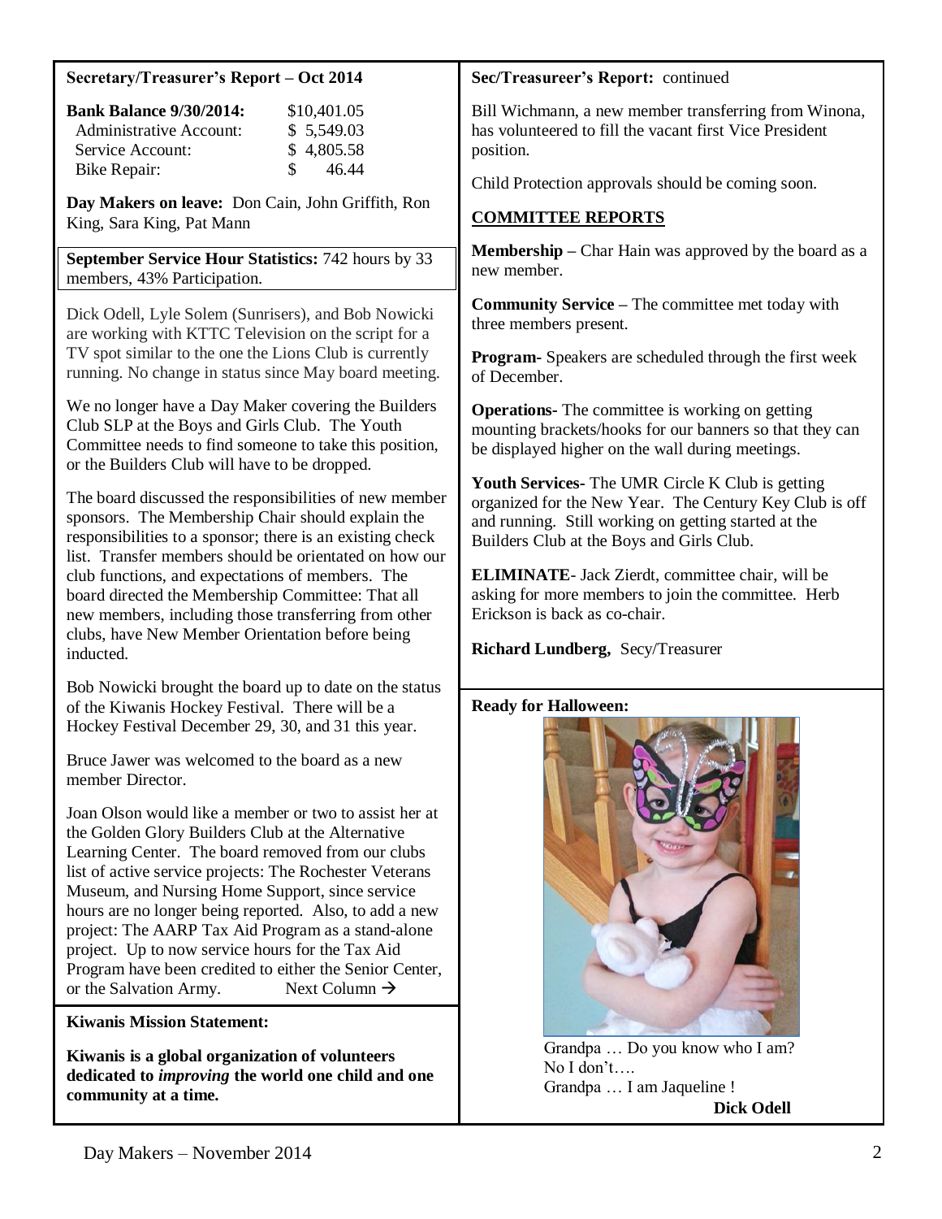**Secretary/Treasurer's Report – Oct 2014**

| **Bank Balance 9/30/2014:** | $10,401.05 |
|---|---|
| Administrative Account: | $ 5,549.03 |
| Service Account: | $ 4,805.58 |
| Bike Repair: | $ 46.44 |

**Day Makers on leave:** Don Cain, John Griffith, Ron King, Sara King, Pat Mann

**September Service Hour Statistics:** 742 hours by 33 members, 43% Participation.

Dick Odell, Lyle Solem (Sunrisers), and Bob Nowicki are working with KTTC Television on the script for a TV spot similar to the one the Lions Club is currently running. No change in status since May board meeting.

We no longer have a Day Maker covering the Builders Club SLP at the Boys and Girls Club. The Youth Committee needs to find someone to take this position, or the Builders Club will have to be dropped.

The board discussed the responsibilities of new member sponsors. The Membership Chair should explain the responsibilities to a sponsor; there is an existing check list. Transfer members should be orientated on how our club functions, and expectations of members. The board directed the Membership Committee: That all new members, including those transferring from other clubs, have New Member Orientation before being inducted.

Bob Nowicki brought the board up to date on the status of the Kiwanis Hockey Festival. There will be a Hockey Festival December 29, 30, and 31 this year.

Bruce Jawer was welcomed to the board as a new member Director.

Joan Olson would like a member or two to assist her at the Golden Glory Builders Club at the Alternative Learning Center. The board removed from our clubs list of active service projects: The Rochester Veterans Museum, and Nursing Home Support, since service hours are no longer being reported. Also, to add a new project: The AARP Tax Aid Program as a stand-alone project. Up to now service hours for the Tax Aid Program have been credited to either the Senior Center, or the Salvation Army. Next Column →

**Kiwanis Mission Statement:**

**Kiwanis is a global organization of volunteers dedicated to *improving* the world one child and one community at a time.**

**Sec/Treasureer's Report:** continued

Bill Wichmann, a new member transferring from Winona, has volunteered to fill the vacant first Vice President position.

Child Protection approvals should be coming soon.

**COMMITTEE REPORTS**

**Membership –** Char Hain was approved by the board as a new member.

**Community Service –** The committee met today with three members present.

**Program-** Speakers are scheduled through the first week of December.

**Operations-** The committee is working on getting mounting brackets/hooks for our banners so that they can be displayed higher on the wall during meetings.

**Youth Services-** The UMR Circle K Club is getting organized for the New Year. The Century Key Club is off and running. Still working on getting started at the Builders Club at the Boys and Girls Club.

**ELIMINATE**- Jack Zierdt, committee chair, will be asking for more members to join the committee. Herb Erickson is back as co-chair.

**Richard Lundberg,** Secy/Treasurer

**Ready for Halloween:**

Grandpa … Do you know who I am?
No I don't….
Grandpa … I am Jaqueline !

**Dick Odell**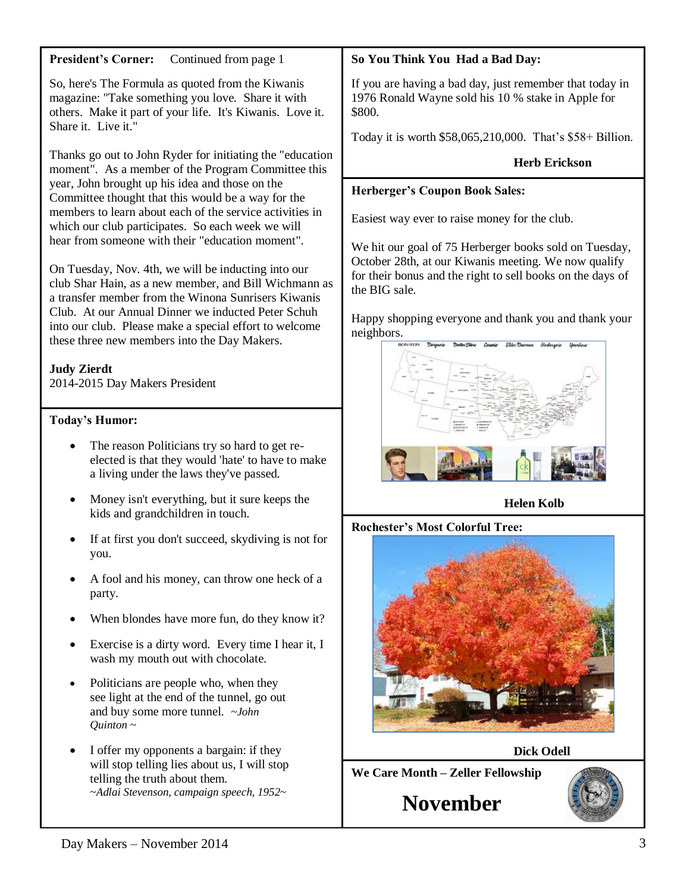**President's Corner:** Continued from page 1

So, here's The Formula as quoted from the Kiwanis magazine: "Take something you love. Share it with others. Make it part of your life. It's Kiwanis. Love it. Share it. Live it."

Thanks go out to John Ryder for initiating the "education moment". As a member of the Program Committee this year, John brought up his idea and those on the Committee thought that this would be a way for the members to learn about each of the service activities in which our club participates. So each week we will hear from someone with their "education moment".

On Tuesday, Nov. 4th, we will be inducting into our club Shar Hain, as a new member, and Bill Wichmann as a transfer member from the Winona Sunrisers Kiwanis Club. At our Annual Dinner we inducted Peter Schuh into our club. Please make a special effort to welcome these three new members into the Day Makers.

**Judy Zierdt**
2014-2015 Day Makers President

**Today's Humor:**

- The reason Politicians try so hard to get re-elected is that they would 'hate' to have to make a living under the laws they've passed.
- Money isn't everything, but it sure keeps the kids and grandchildren in touch.
- If at first you don't succeed, skydiving is not for you.
- A fool and his money, can throw one heck of a party.
- When blondes have more fun, do they know it?
- Exercise is a dirty word. Every time I hear it, I wash my mouth out with chocolate.
- Politicians are people who, when they see light at the end of the tunnel, go out and buy some more tunnel. *~John Quinton ~*
- I offer my opponents a bargain: if they will stop telling lies about us, I will stop telling the truth about them. *~Adlai Stevenson, campaign speech, 1952~*

**So You Think You Had a Bad Day:**

If you are having a bad day, just remember that today in 1976 Ronald Wayne sold his 10 % stake in Apple for $800.

Today it is worth $58,065,210,000. That's $58+ Billion.

**Herb Erickson**

**Herberger's Coupon Book Sales:**

Easiest way ever to raise money for the club.

We hit our goal of 75 Herberger books sold on Tuesday, October 28th, at our Kiwanis meeting. We now qualify for their bonus and the right to sell books on the days of the BIG sale.

Happy shopping everyone and thank you and thank your neighbors.

**Helen Kolb**

**Rochester's Most Colorful Tree:**

**Dick Odell**

**We Care Month – Zeller Fellowship**

# November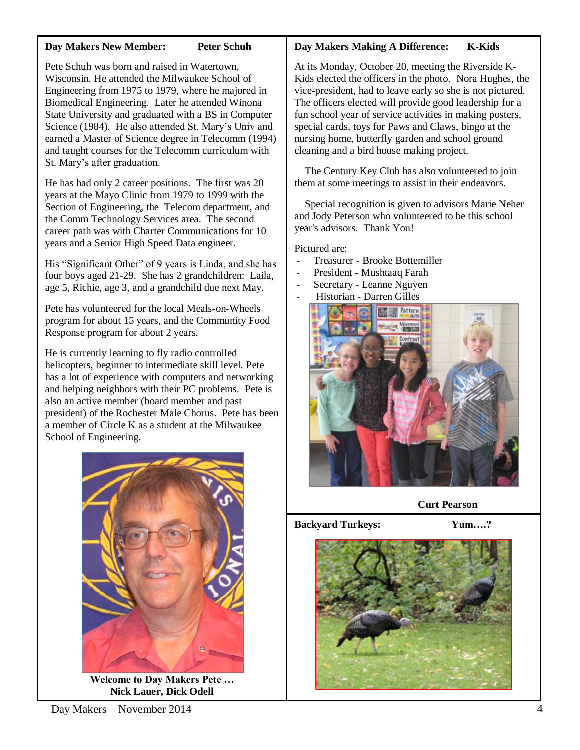## Day Makers New Member: Peter Schuh

Pete Schuh was born and raised in Watertown, Wisconsin. He attended the Milwaukee School of Engineering from 1975 to 1979, where he majored in Biomedical Engineering. Later he attended Winona State University and graduated with a BS in Computer Science (1984). He also attended St. Mary's Univ and earned a Master of Science degree in Telecomm (1994) and taught courses for the Telecomm curriculum with St. Mary's after graduation.

He has had only 2 career positions. The first was 20 years at the Mayo Clinic from 1979 to 1999 with the Section of Engineering, the Telecom department, and the Comm Technology Services area. The second career path was with Charter Communications for 10 years and a Senior High Speed Data engineer.

His "Significant Other" of 9 years is Linda, and she has four boys aged 21-29. She has 2 grandchildren: Laila, age 5, Richie, age 3, and a grandchild due next May.

Pete has volunteered for the local Meals-on-Wheels program for about 15 years, and the Community Food Response program for about 2 years.

He is currently learning to fly radio controlled helicopters, beginner to intermediate skill level. Pete has a lot of experience with computers and networking and helping neighbors with their PC problems. Pete is also an active member (board member and past president) of the Rochester Male Chorus. Pete has been a member of Circle K as a student at the Milwaukee School of Engineering.

**Welcome to Day Makers Pete …**
**Nick Lauer, Dick Odell**

## Day Makers Making A Difference: K-Kids

At its Monday, October 20, meeting the Riverside K-Kids elected the officers in the photo. Nora Hughes, the vice-president, had to leave early so she is not pictured. The officers elected will provide good leadership for a fun school year of service activities in making posters, special cards, toys for Paws and Claws, bingo at the nursing home, butterfly garden and school ground cleaning and a bird house making project.

The Century Key Club has also volunteered to join them at some meetings to assist in their endeavors.

Special recognition is given to advisors Marie Neher and Jody Peterson who volunteered to be this school year's advisors. Thank You!

Pictured are:

- Treasurer - Brooke Bottemiller
- President - Mushtaaq Farah
- Secretary - Leanne Nguyen
- Historian - Darren Gilles

**Curt Pearson**

## Backyard Turkeys: Yum….?